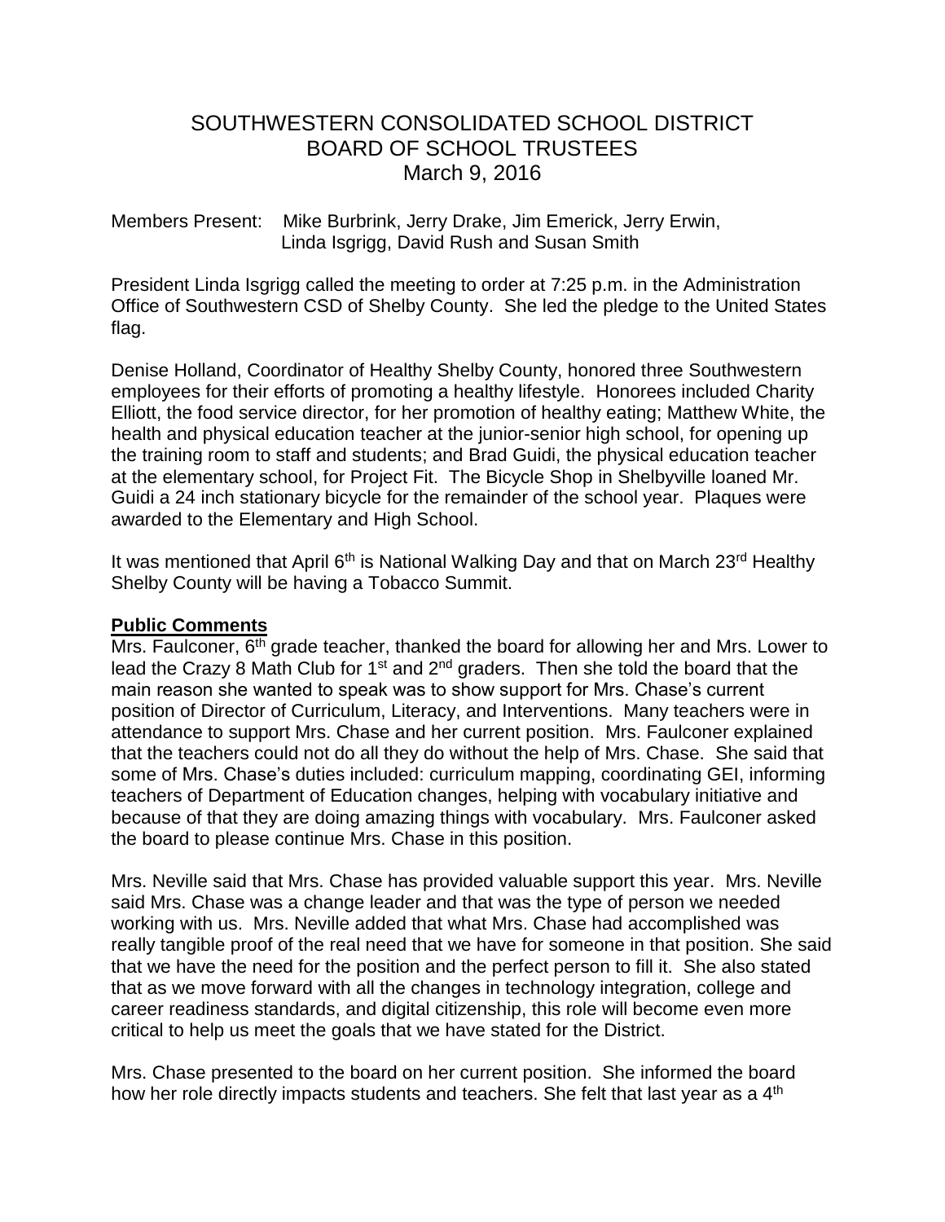# SOUTHWESTERN CONSOLIDATED SCHOOL DISTRICT
# BOARD OF SCHOOL TRUSTEES
# March 9, 2016

Members Present: Mike Burbrink, Jerry Drake, Jim Emerick, Jerry Erwin, Linda Isgrigg, David Rush and Susan Smith

President Linda Isgrigg called the meeting to order at 7:25 p.m. in the Administration Office of Southwestern CSD of Shelby County. She led the pledge to the United States flag.

Denise Holland, Coordinator of Healthy Shelby County, honored three Southwestern employees for their efforts of promoting a healthy lifestyle. Honorees included Charity Elliott, the food service director, for her promotion of healthy eating; Matthew White, the health and physical education teacher at the junior-senior high school, for opening up the training room to staff and students; and Brad Guidi, the physical education teacher at the elementary school, for Project Fit. The Bicycle Shop in Shelbyville loaned Mr. Guidi a 24 inch stationary bicycle for the remainder of the school year. Plaques were awarded to the Elementary and High School.

It was mentioned that April 6th is National Walking Day and that on March 23rd Healthy Shelby County will be having a Tobacco Summit.

**Public Comments**

Mrs. Faulconer, 6th grade teacher, thanked the board for allowing her and Mrs. Lower to lead the Crazy 8 Math Club for 1st and 2nd graders. Then she told the board that the main reason she wanted to speak was to show support for Mrs. Chase's current position of Director of Curriculum, Literacy, and Interventions. Many teachers were in attendance to support Mrs. Chase and her current position. Mrs. Faulconer explained that the teachers could not do all they do without the help of Mrs. Chase. She said that some of Mrs. Chase's duties included: curriculum mapping, coordinating GEI, informing teachers of Department of Education changes, helping with vocabulary initiative and because of that they are doing amazing things with vocabulary. Mrs. Faulconer asked the board to please continue Mrs. Chase in this position.

Mrs. Neville said that Mrs. Chase has provided valuable support this year. Mrs. Neville said Mrs. Chase was a change leader and that was the type of person we needed working with us. Mrs. Neville added that what Mrs. Chase had accomplished was really tangible proof of the real need that we have for someone in that position. She said that we have the need for the position and the perfect person to fill it. She also stated that as we move forward with all the changes in technology integration, college and career readiness standards, and digital citizenship, this role will become even more critical to help us meet the goals that we have stated for the District.

Mrs. Chase presented to the board on her current position. She informed the board how her role directly impacts students and teachers. She felt that last year as a 4th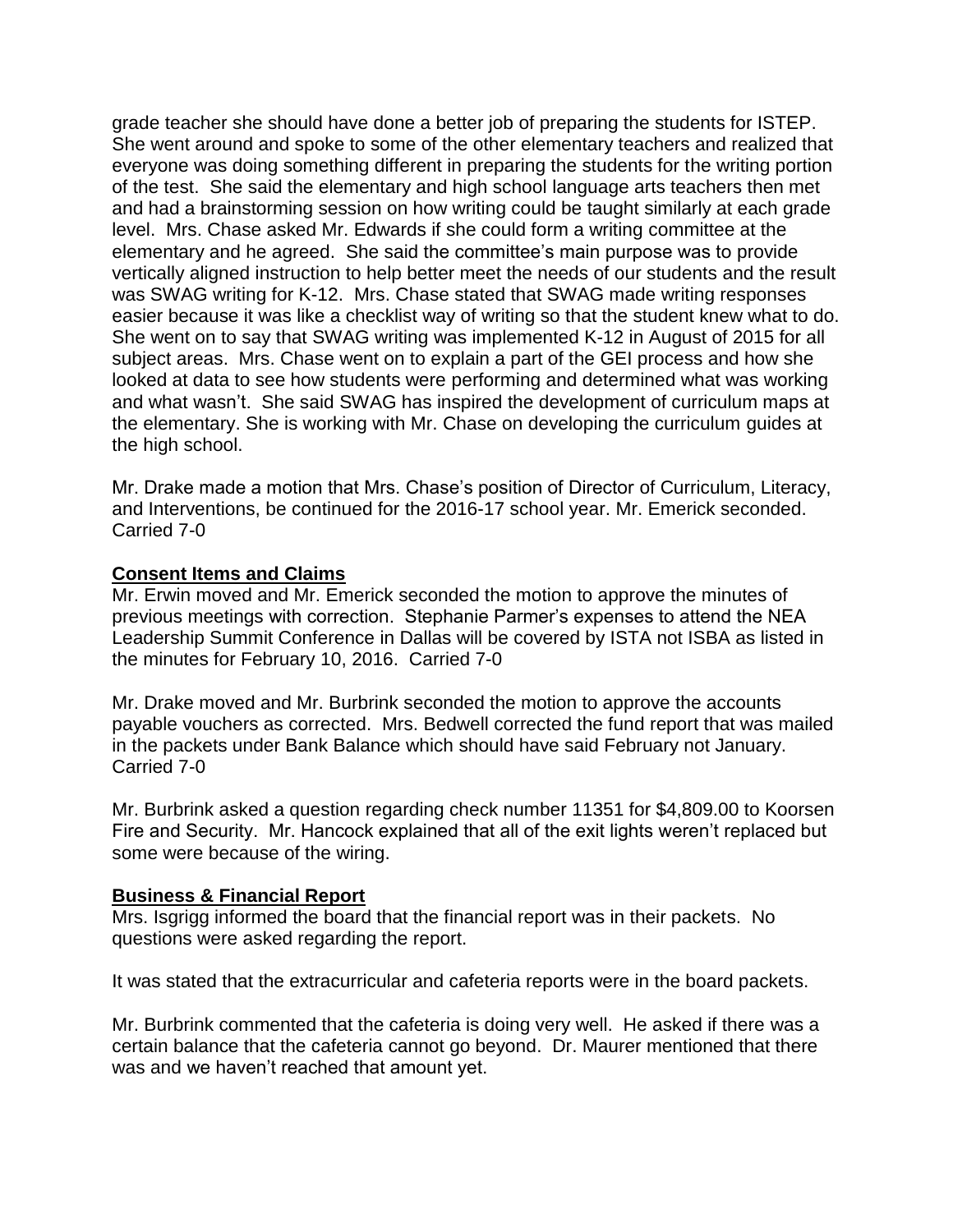grade teacher she should have done a better job of preparing the students for ISTEP. She went around and spoke to some of the other elementary teachers and realized that everyone was doing something different in preparing the students for the writing portion of the test. She said the elementary and high school language arts teachers then met and had a brainstorming session on how writing could be taught similarly at each grade level. Mrs. Chase asked Mr. Edwards if she could form a writing committee at the elementary and he agreed. She said the committee's main purpose was to provide vertically aligned instruction to help better meet the needs of our students and the result was SWAG writing for K-12. Mrs. Chase stated that SWAG made writing responses easier because it was like a checklist way of writing so that the student knew what to do. She went on to say that SWAG writing was implemented K-12 in August of 2015 for all subject areas. Mrs. Chase went on to explain a part of the GEI process and how she looked at data to see how students were performing and determined what was working and what wasn't. She said SWAG has inspired the development of curriculum maps at the elementary. She is working with Mr. Chase on developing the curriculum guides at the high school.

Mr. Drake made a motion that Mrs. Chase's position of Director of Curriculum, Literacy, and Interventions, be continued for the 2016-17 school year. Mr. Emerick seconded. Carried 7-0

## Consent Items and Claims

Mr. Erwin moved and Mr. Emerick seconded the motion to approve the minutes of previous meetings with correction. Stephanie Parmer's expenses to attend the NEA Leadership Summit Conference in Dallas will be covered by ISTA not ISBA as listed in the minutes for February 10, 2016. Carried 7-0

Mr. Drake moved and Mr. Burbrink seconded the motion to approve the accounts payable vouchers as corrected. Mrs. Bedwell corrected the fund report that was mailed in the packets under Bank Balance which should have said February not January. Carried 7-0

Mr. Burbrink asked a question regarding check number 11351 for $4,809.00 to Koorsen Fire and Security. Mr. Hancock explained that all of the exit lights weren't replaced but some were because of the wiring.

## Business & Financial Report

Mrs. Isgrigg informed the board that the financial report was in their packets. No questions were asked regarding the report.

It was stated that the extracurricular and cafeteria reports were in the board packets.

Mr. Burbrink commented that the cafeteria is doing very well. He asked if there was a certain balance that the cafeteria cannot go beyond. Dr. Maurer mentioned that there was and we haven't reached that amount yet.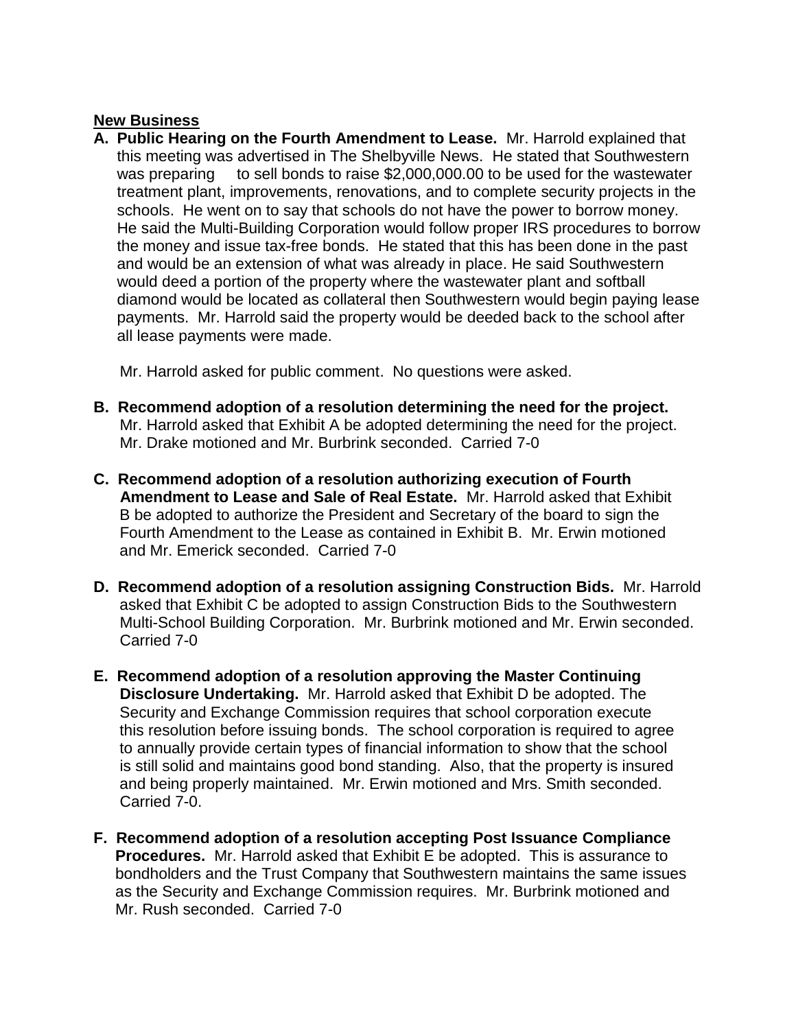## New Business

**A. Public Hearing on the Fourth Amendment to Lease.** Mr. Harrold explained that this meeting was advertised in The Shelbyville News. He stated that Southwestern was preparing to sell bonds to raise $2,000,000.00 to be used for the wastewater treatment plant, improvements, renovations, and to complete security projects in the schools. He went on to say that schools do not have the power to borrow money. He said the Multi-Building Corporation would follow proper IRS procedures to borrow the money and issue tax-free bonds. He stated that this has been done in the past and would be an extension of what was already in place. He said Southwestern would deed a portion of the property where the wastewater plant and softball diamond would be located as collateral then Southwestern would begin paying lease payments. Mr. Harrold said the property would be deeded back to the school after all lease payments were made.

Mr. Harrold asked for public comment. No questions were asked.

**B. Recommend adoption of a resolution determining the need for the project.** Mr. Harrold asked that Exhibit A be adopted determining the need for the project. Mr. Drake motioned and Mr. Burbrink seconded. Carried 7-0

**C. Recommend adoption of a resolution authorizing execution of Fourth Amendment to Lease and Sale of Real Estate.** Mr. Harrold asked that Exhibit B be adopted to authorize the President and Secretary of the board to sign the Fourth Amendment to the Lease as contained in Exhibit B. Mr. Erwin motioned and Mr. Emerick seconded. Carried 7-0

**D. Recommend adoption of a resolution assigning Construction Bids.** Mr. Harrold asked that Exhibit C be adopted to assign Construction Bids to the Southwestern Multi-School Building Corporation. Mr. Burbrink motioned and Mr. Erwin seconded. Carried 7-0

**E. Recommend adoption of a resolution approving the Master Continuing Disclosure Undertaking.** Mr. Harrold asked that Exhibit D be adopted. The Security and Exchange Commission requires that school corporation execute this resolution before issuing bonds. The school corporation is required to agree to annually provide certain types of financial information to show that the school is still solid and maintains good bond standing. Also, that the property is insured and being properly maintained. Mr. Erwin motioned and Mrs. Smith seconded. Carried 7-0.

**F. Recommend adoption of a resolution accepting Post Issuance Compliance Procedures.** Mr. Harrold asked that Exhibit E be adopted. This is assurance to bondholders and the Trust Company that Southwestern maintains the same issues as the Security and Exchange Commission requires. Mr. Burbrink motioned and Mr. Rush seconded. Carried 7-0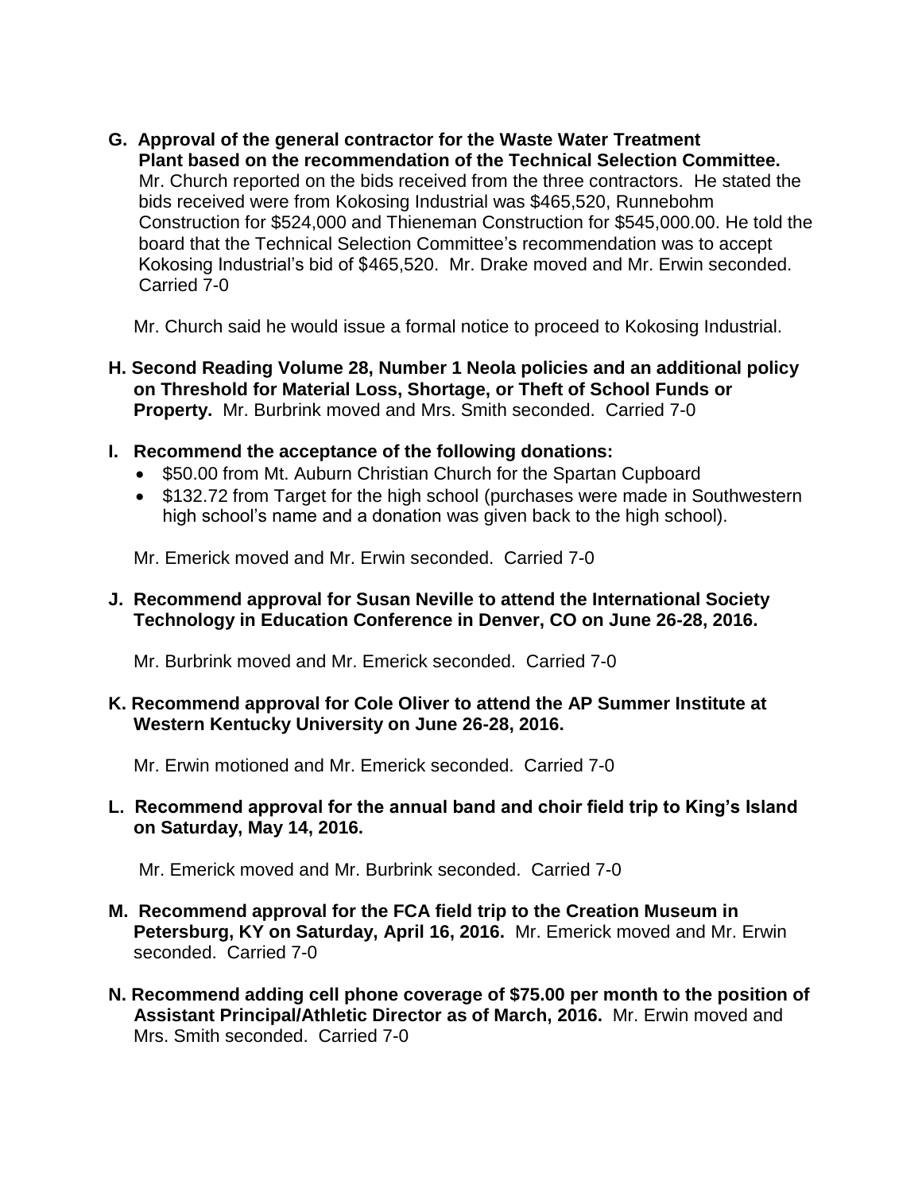**G. Approval of the general contractor for the Waste Water Treatment Plant based on the recommendation of the Technical Selection Committee.** Mr. Church reported on the bids received from the three contractors. He stated the bids received were from Kokosing Industrial was $465,520, Runnebohm Construction for $524,000 and Thieneman Construction for $545,000.00. He told the board that the Technical Selection Committee's recommendation was to accept Kokosing Industrial's bid of $465,520. Mr. Drake moved and Mr. Erwin seconded. Carried 7-0

Mr. Church said he would issue a formal notice to proceed to Kokosing Industrial.

**H. Second Reading Volume 28, Number 1 Neola policies and an additional policy on Threshold for Material Loss, Shortage, or Theft of School Funds or Property.** Mr. Burbrink moved and Mrs. Smith seconded. Carried 7-0

**I. Recommend the acceptance of the following donations:**

- $50.00 from Mt. Auburn Christian Church for the Spartan Cupboard
- $132.72 from Target for the high school (purchases were made in Southwestern high school's name and a donation was given back to the high school).

Mr. Emerick moved and Mr. Erwin seconded. Carried 7-0

**J. Recommend approval for Susan Neville to attend the International Society Technology in Education Conference in Denver, CO on June 26-28, 2016.**

Mr. Burbrink moved and Mr. Emerick seconded. Carried 7-0

**K. Recommend approval for Cole Oliver to attend the AP Summer Institute at Western Kentucky University on June 26-28, 2016.**

Mr. Erwin motioned and Mr. Emerick seconded. Carried 7-0

**L. Recommend approval for the annual band and choir field trip to King's Island on Saturday, May 14, 2016.**

Mr. Emerick moved and Mr. Burbrink seconded. Carried 7-0

**M. Recommend approval for the FCA field trip to the Creation Museum in Petersburg, KY on Saturday, April 16, 2016.** Mr. Emerick moved and Mr. Erwin seconded. Carried 7-0

**N. Recommend adding cell phone coverage of $75.00 per month to the position of Assistant Principal/Athletic Director as of March, 2016.** Mr. Erwin moved and Mrs. Smith seconded. Carried 7-0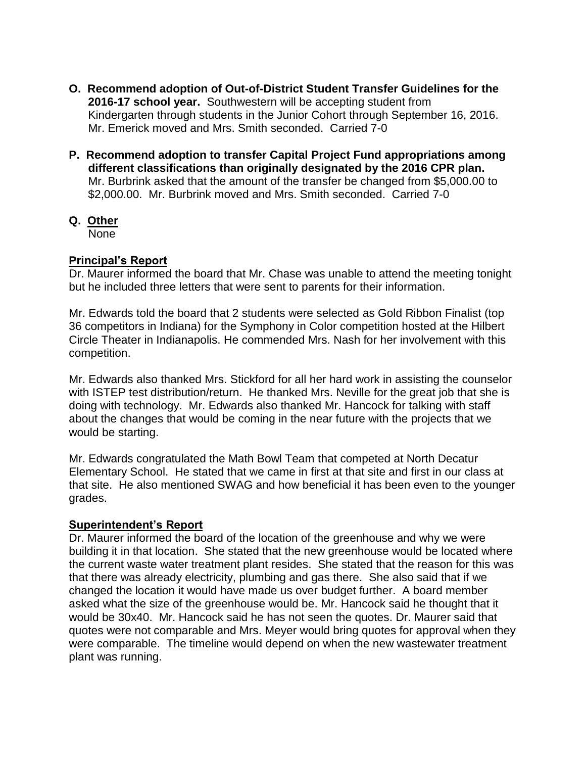**O. Recommend adoption of Out-of-District Student Transfer Guidelines for the 2016-17 school year.** Southwestern will be accepting student from Kindergarten through students in the Junior Cohort through September 16, 2016. Mr. Emerick moved and Mrs. Smith seconded. Carried 7-0

**P. Recommend adoption to transfer Capital Project Fund appropriations among different classifications than originally designated by the 2016 CPR plan.** Mr. Burbrink asked that the amount of the transfer be changed from $5,000.00 to $2,000.00. Mr. Burbrink moved and Mrs. Smith seconded. Carried 7-0

**Q. Other**
None

**Principal's Report**

Dr. Maurer informed the board that Mr. Chase was unable to attend the meeting tonight but he included three letters that were sent to parents for their information.

Mr. Edwards told the board that 2 students were selected as Gold Ribbon Finalist (top 36 competitors in Indiana) for the Symphony in Color competition hosted at the Hilbert Circle Theater in Indianapolis. He commended Mrs. Nash for her involvement with this competition.

Mr. Edwards also thanked Mrs. Stickford for all her hard work in assisting the counselor with ISTEP test distribution/return. He thanked Mrs. Neville for the great job that she is doing with technology. Mr. Edwards also thanked Mr. Hancock for talking with staff about the changes that would be coming in the near future with the projects that we would be starting.

Mr. Edwards congratulated the Math Bowl Team that competed at North Decatur Elementary School. He stated that we came in first at that site and first in our class at that site. He also mentioned SWAG and how beneficial it has been even to the younger grades.

**Superintendent's Report**

Dr. Maurer informed the board of the location of the greenhouse and why we were building it in that location. She stated that the new greenhouse would be located where the current waste water treatment plant resides. She stated that the reason for this was that there was already electricity, plumbing and gas there. She also said that if we changed the location it would have made us over budget further. A board member asked what the size of the greenhouse would be. Mr. Hancock said he thought that it would be 30x40. Mr. Hancock said he has not seen the quotes. Dr. Maurer said that quotes were not comparable and Mrs. Meyer would bring quotes for approval when they were comparable. The timeline would depend on when the new wastewater treatment plant was running.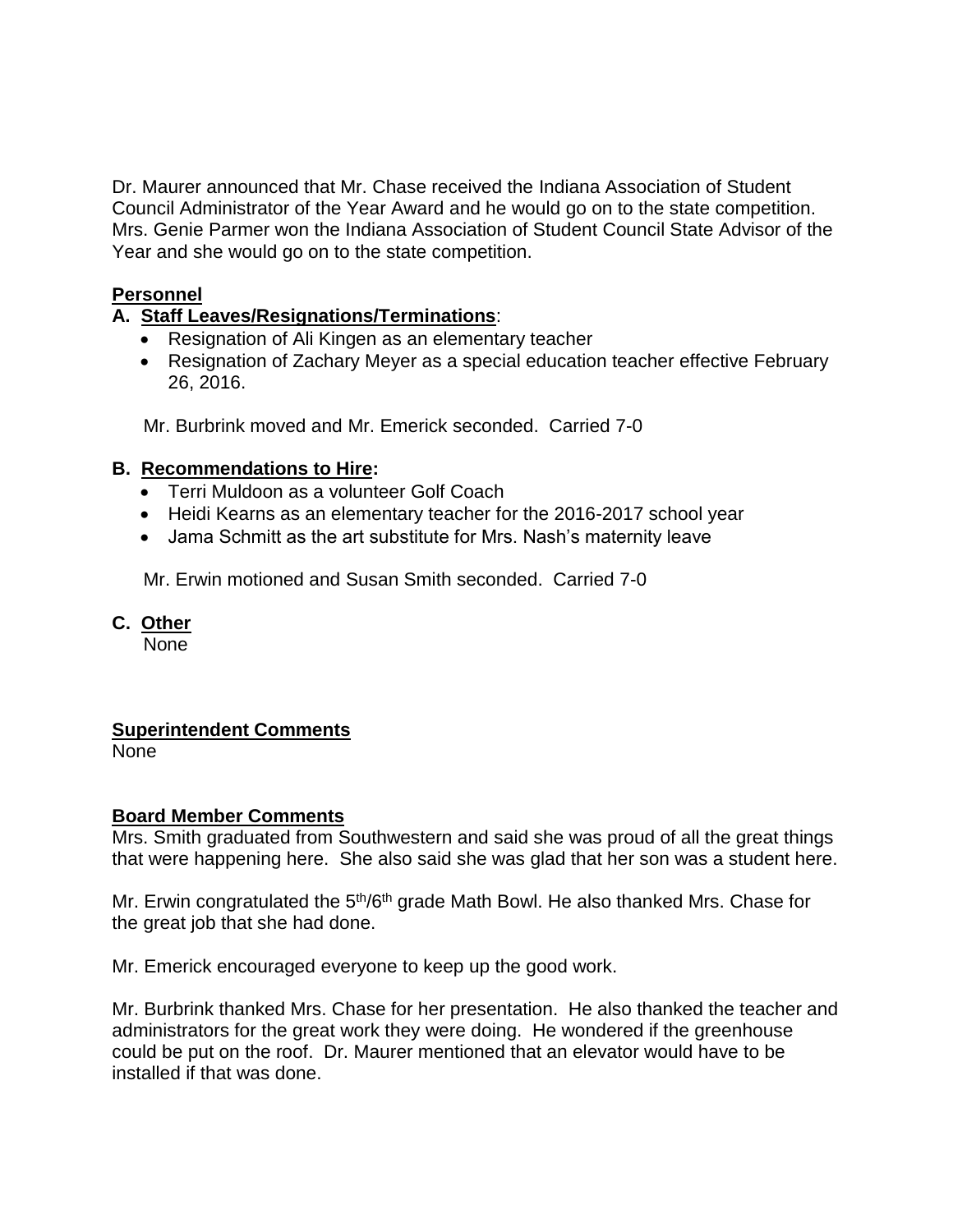Dr. Maurer announced that Mr. Chase received the Indiana Association of Student Council Administrator of the Year Award and he would go on to the state competition. Mrs. Genie Parmer won the Indiana Association of Student Council State Advisor of the Year and she would go on to the state competition.

**Personnel**

**A. Staff Leaves/Resignations/Terminations**:

- Resignation of Ali Kingen as an elementary teacher
- Resignation of Zachary Meyer as a special education teacher effective February 26, 2016.

Mr. Burbrink moved and Mr. Emerick seconded. Carried 7-0

**B. Recommendations to Hire:**

- Terri Muldoon as a volunteer Golf Coach
- Heidi Kearns as an elementary teacher for the 2016-2017 school year
- Jama Schmitt as the art substitute for Mrs. Nash's maternity leave

Mr. Erwin motioned and Susan Smith seconded. Carried 7-0

**C. Other**

None

**Superintendent Comments**

None

**Board Member Comments**

Mrs. Smith graduated from Southwestern and said she was proud of all the great things that were happening here. She also said she was glad that her son was a student here.

Mr. Erwin congratulated the 5th/6th grade Math Bowl. He also thanked Mrs. Chase for the great job that she had done.

Mr. Emerick encouraged everyone to keep up the good work.

Mr. Burbrink thanked Mrs. Chase for her presentation. He also thanked the teacher and administrators for the great work they were doing. He wondered if the greenhouse could be put on the roof. Dr. Maurer mentioned that an elevator would have to be installed if that was done.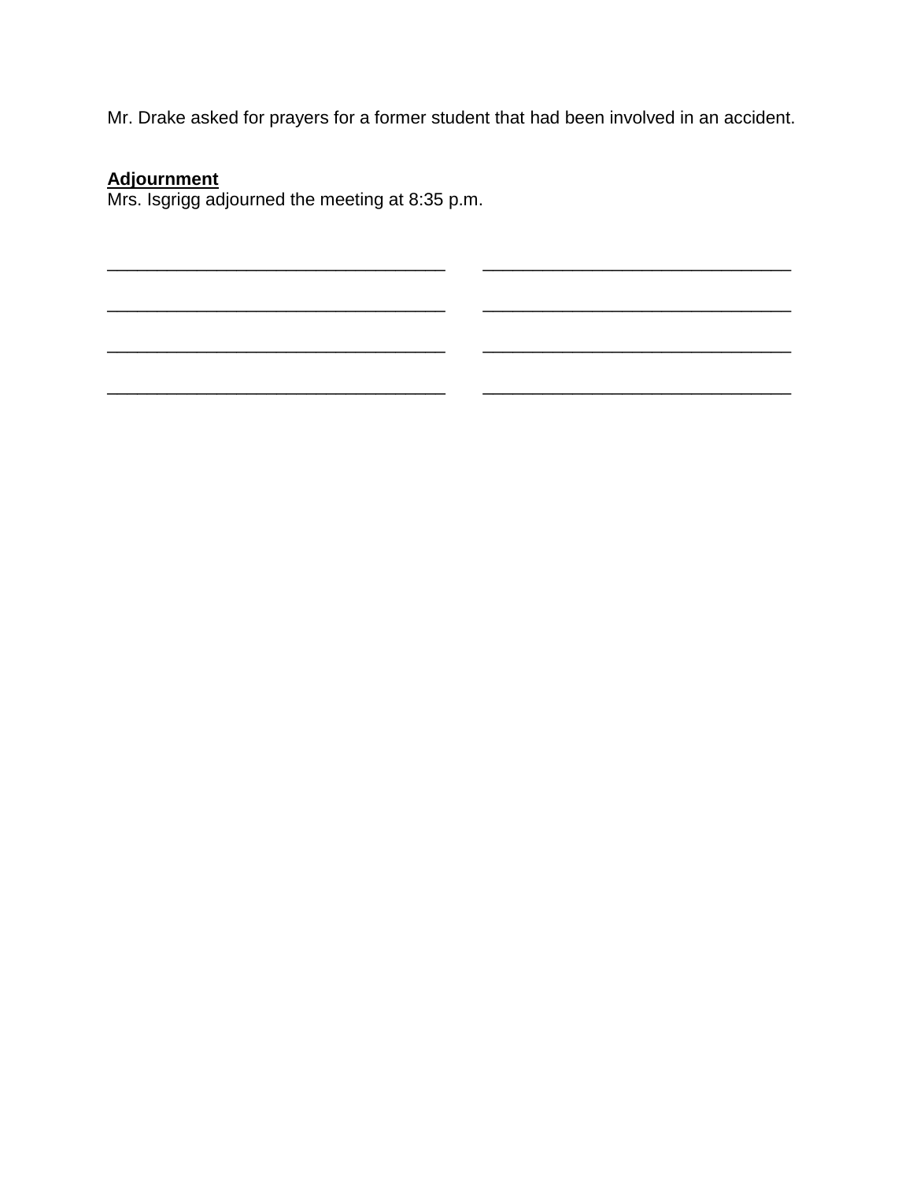Mr. Drake asked for prayers for a former student that had been involved in an accident.

**Adjournment**
Mrs. Isgrigg adjourned the meeting at 8:35 p.m.

___________________________________ _______________________________

___________________________________ _______________________________

___________________________________ _______________________________

___________________________________ _______________________________